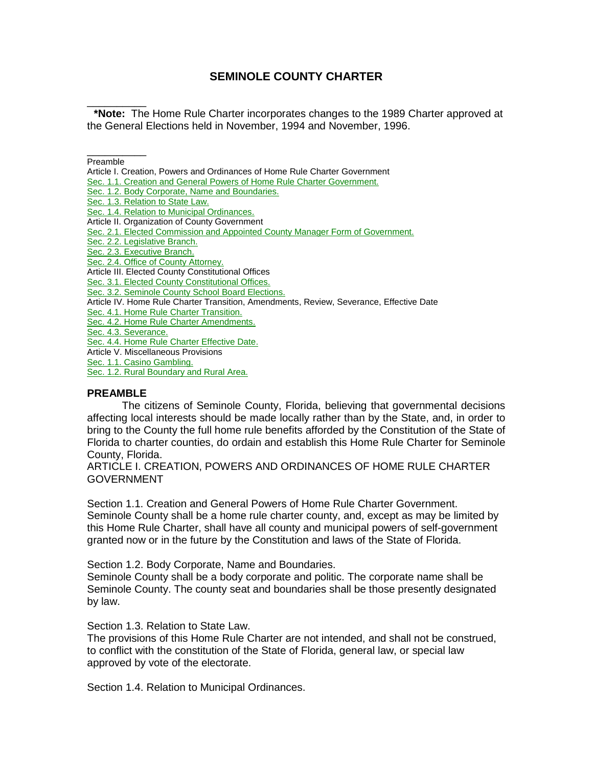# SEMINOLE COUNTY CHARTER

**\*Note:** The Home Rule Charter incorporates changes to the 1989 Charter approved at the General Elections held in November, 1994 and November, 1996.

Preamble

Article I. Creation, Powers and Ordinances of Home Rule Charter Government

Sec. 1.1. Creation and General Powers of Home Rule Charter Government.

Sec. 1.2. Body Corporate, Name and Boundaries.

Sec. 1.3. Relation to State Law.

Sec. 1.4. Relation to Municipal Ordinances.

Article II. Organization of County Government

Sec. 2.1. Elected Commission and Appointed County Manager Form of Government.

Sec. 2.2. Legislative Branch.

Sec. 2.3. Executive Branch.

Sec. 2.4. Office of County Attorney.

Article III. Elected County Constitutional Offices

Sec. 3.1. Elected County Constitutional Offices.

Sec. 3.2. Seminole County School Board Elections.

Article IV. Home Rule Charter Transition, Amendments, Review, Severance, Effective Date

Sec. 4.1. Home Rule Charter Transition.

Sec. 4.2. Home Rule Charter Amendments.

Sec. 4.3. Severance.

Sec. 4.4. Home Rule Charter Effective Date.

Article V. Miscellaneous Provisions

Sec. 1.1. Casino Gambling.

Sec. 1.2. Rural Boundary and Rural Area.

## PREAMBLE

The citizens of Seminole County, Florida, believing that governmental decisions affecting local interests should be made locally rather than by the State, and, in order to bring to the County the full home rule benefits afforded by the Constitution of the State of Florida to charter counties, do ordain and establish this Home Rule Charter for Seminole County, Florida.

## ARTICLE I. CREATION, POWERS AND ORDINANCES OF HOME RULE CHARTER GOVERNMENT

### Section 1.1. Creation and General Powers of Home Rule Charter Government.

Seminole County shall be a home rule charter county, and, except as may be limited by this Home Rule Charter, shall have all county and municipal powers of self-government granted now or in the future by the Constitution and laws of the State of Florida.

### Section 1.2. Body Corporate, Name and Boundaries.

Seminole County shall be a body corporate and politic. The corporate name shall be Seminole County. The county seat and boundaries shall be those presently designated by law.

### Section 1.3. Relation to State Law.

The provisions of this Home Rule Charter are not intended, and shall not be construed, to conflict with the constitution of the State of Florida, general law, or special law approved by vote of the electorate.

### Section 1.4. Relation to Municipal Ordinances.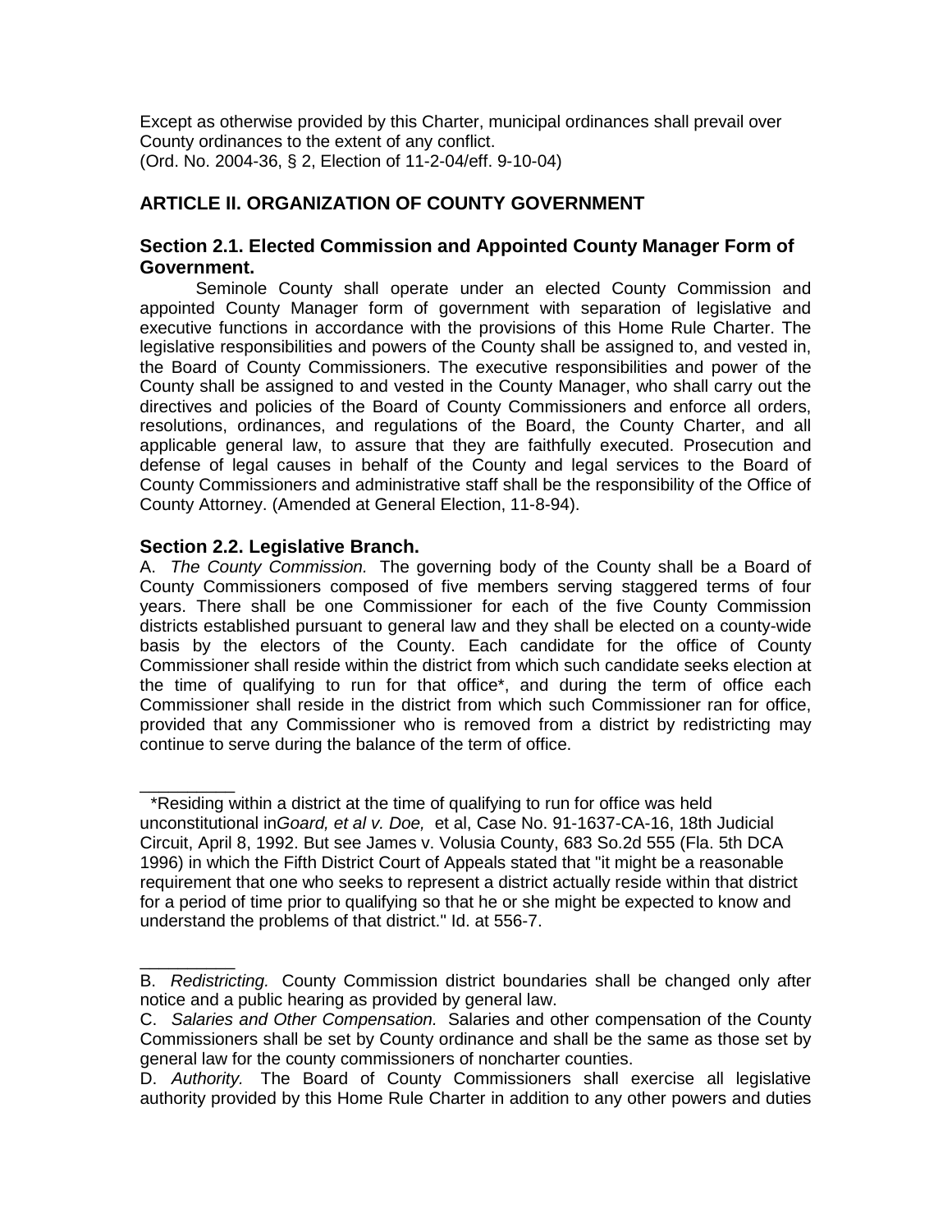Except as otherwise provided by this Charter, municipal ordinances shall prevail over County ordinances to the extent of any conflict.
(Ord. No. 2004-36, § 2, Election of 11-2-04/eff. 9-10-04)

## ARTICLE II. ORGANIZATION OF COUNTY GOVERNMENT

### Section 2.1. Elected Commission and Appointed County Manager Form of Government.

Seminole County shall operate under an elected County Commission and appointed County Manager form of government with separation of legislative and executive functions in accordance with the provisions of this Home Rule Charter. The legislative responsibilities and powers of the County shall be assigned to, and vested in, the Board of County Commissioners. The executive responsibilities and power of the County shall be assigned to and vested in the County Manager, who shall carry out the directives and policies of the Board of County Commissioners and enforce all orders, resolutions, ordinances, and regulations of the Board, the County Charter, and all applicable general law, to assure that they are faithfully executed. Prosecution and defense of legal causes in behalf of the County and legal services to the Board of County Commissioners and administrative staff shall be the responsibility of the Office of County Attorney. (Amended at General Election, 11-8-94).

### Section 2.2. Legislative Branch.

A. *The County Commission.* The governing body of the County shall be a Board of County Commissioners composed of five members serving staggered terms of four years. There shall be one Commissioner for each of the five County Commission districts established pursuant to general law and they shall be elected on a county-wide basis by the electors of the County. Each candidate for the office of County Commissioner shall reside within the district from which such candidate seeks election at the time of qualifying to run for that office*, and during the term of office each Commissioner shall reside in the district from which such Commissioner ran for office, provided that any Commissioner who is removed from a district by redistricting may continue to serve during the balance of the term of office.

---

*Residing within a district at the time of qualifying to run for office was held unconstitutional in *Goard, et al v. Doe,* et al, Case No. 91-1637-CA-16, 18th Judicial Circuit, April 8, 1992. But see James v. Volusia County, 683 So.2d 555 (Fla. 5th DCA 1996) in which the Fifth District Court of Appeals stated that "it might be a reasonable requirement that one who seeks to represent a district actually reside within that district for a period of time prior to qualifying so that he or she might be expected to know and understand the problems of that district." Id. at 556-7.

---

B. *Redistricting.* County Commission district boundaries shall be changed only after notice and a public hearing as provided by general law.

C. *Salaries and Other Compensation.* Salaries and other compensation of the County Commissioners shall be set by County ordinance and shall be the same as those set by general law for the county commissioners of noncharter counties.

D. *Authority.* The Board of County Commissioners shall exercise all legislative authority provided by this Home Rule Charter in addition to any other powers and duties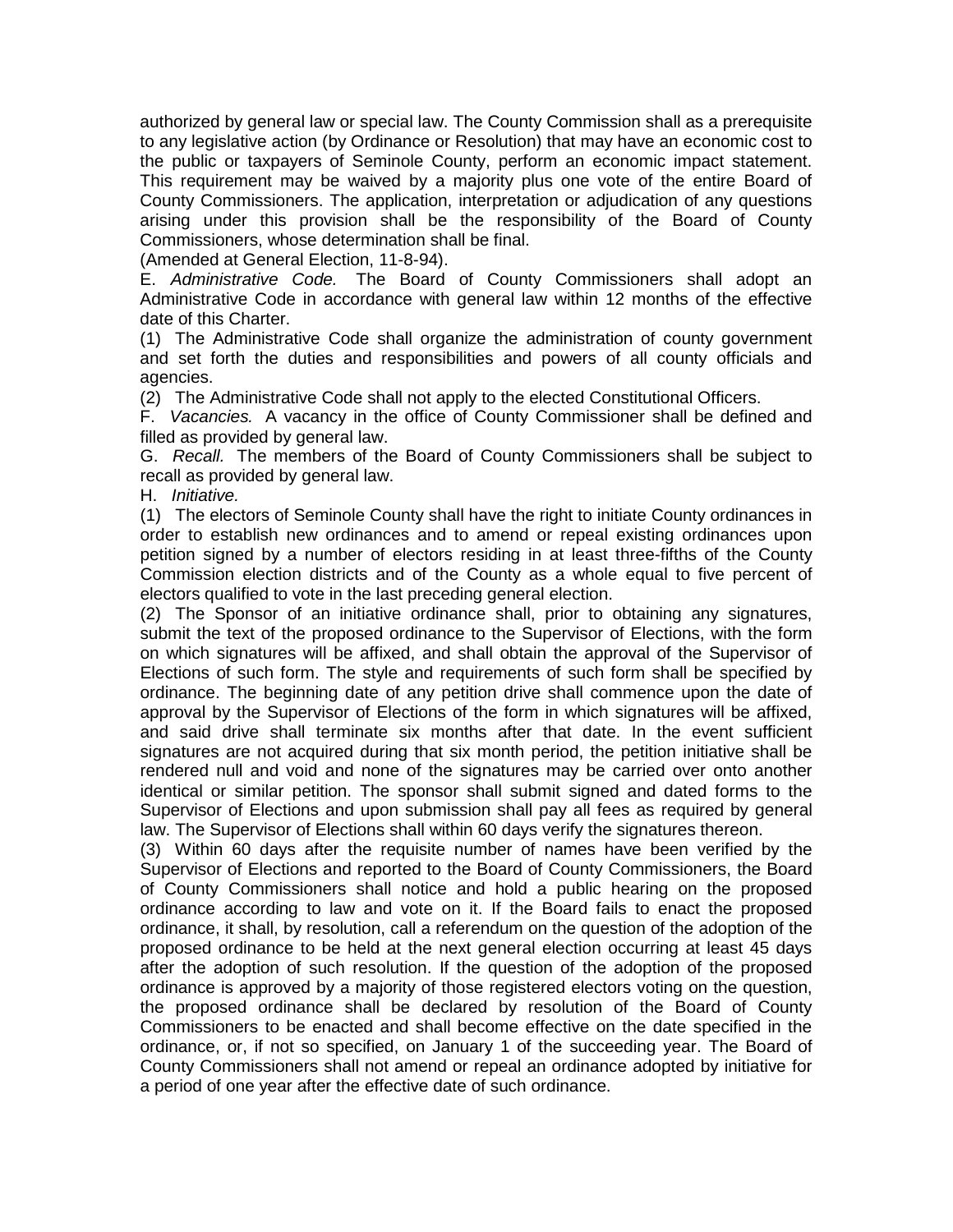authorized by general law or special law. The County Commission shall as a prerequisite to any legislative action (by Ordinance or Resolution) that may have an economic cost to the public or taxpayers of Seminole County, perform an economic impact statement. This requirement may be waived by a majority plus one vote of the entire Board of County Commissioners. The application, interpretation or adjudication of any questions arising under this provision shall be the responsibility of the Board of County Commissioners, whose determination shall be final.
(Amended at General Election, 11-8-94).

E. *Administrative Code.* The Board of County Commissioners shall adopt an Administrative Code in accordance with general law within 12 months of the effective date of this Charter.

(1) The Administrative Code shall organize the administration of county government and set forth the duties and responsibilities and powers of all county officials and agencies.

(2) The Administrative Code shall not apply to the elected Constitutional Officers.

F. *Vacancies.* A vacancy in the office of County Commissioner shall be defined and filled as provided by general law.

G. *Recall.* The members of the Board of County Commissioners shall be subject to recall as provided by general law.

H. *Initiative.*

(1) The electors of Seminole County shall have the right to initiate County ordinances in order to establish new ordinances and to amend or repeal existing ordinances upon petition signed by a number of electors residing in at least three-fifths of the County Commission election districts and of the County as a whole equal to five percent of electors qualified to vote in the last preceding general election.

(2) The Sponsor of an initiative ordinance shall, prior to obtaining any signatures, submit the text of the proposed ordinance to the Supervisor of Elections, with the form on which signatures will be affixed, and shall obtain the approval of the Supervisor of Elections of such form. The style and requirements of such form shall be specified by ordinance. The beginning date of any petition drive shall commence upon the date of approval by the Supervisor of Elections of the form in which signatures will be affixed, and said drive shall terminate six months after that date. In the event sufficient signatures are not acquired during that six month period, the petition initiative shall be rendered null and void and none of the signatures may be carried over onto another identical or similar petition. The sponsor shall submit signed and dated forms to the Supervisor of Elections and upon submission shall pay all fees as required by general law. The Supervisor of Elections shall within 60 days verify the signatures thereon.

(3) Within 60 days after the requisite number of names have been verified by the Supervisor of Elections and reported to the Board of County Commissioners, the Board of County Commissioners shall notice and hold a public hearing on the proposed ordinance according to law and vote on it. If the Board fails to enact the proposed ordinance, it shall, by resolution, call a referendum on the question of the adoption of the proposed ordinance to be held at the next general election occurring at least 45 days after the adoption of such resolution. If the question of the adoption of the proposed ordinance is approved by a majority of those registered electors voting on the question, the proposed ordinance shall be declared by resolution of the Board of County Commissioners to be enacted and shall become effective on the date specified in the ordinance, or, if not so specified, on January 1 of the succeeding year. The Board of County Commissioners shall not amend or repeal an ordinance adopted by initiative for a period of one year after the effective date of such ordinance.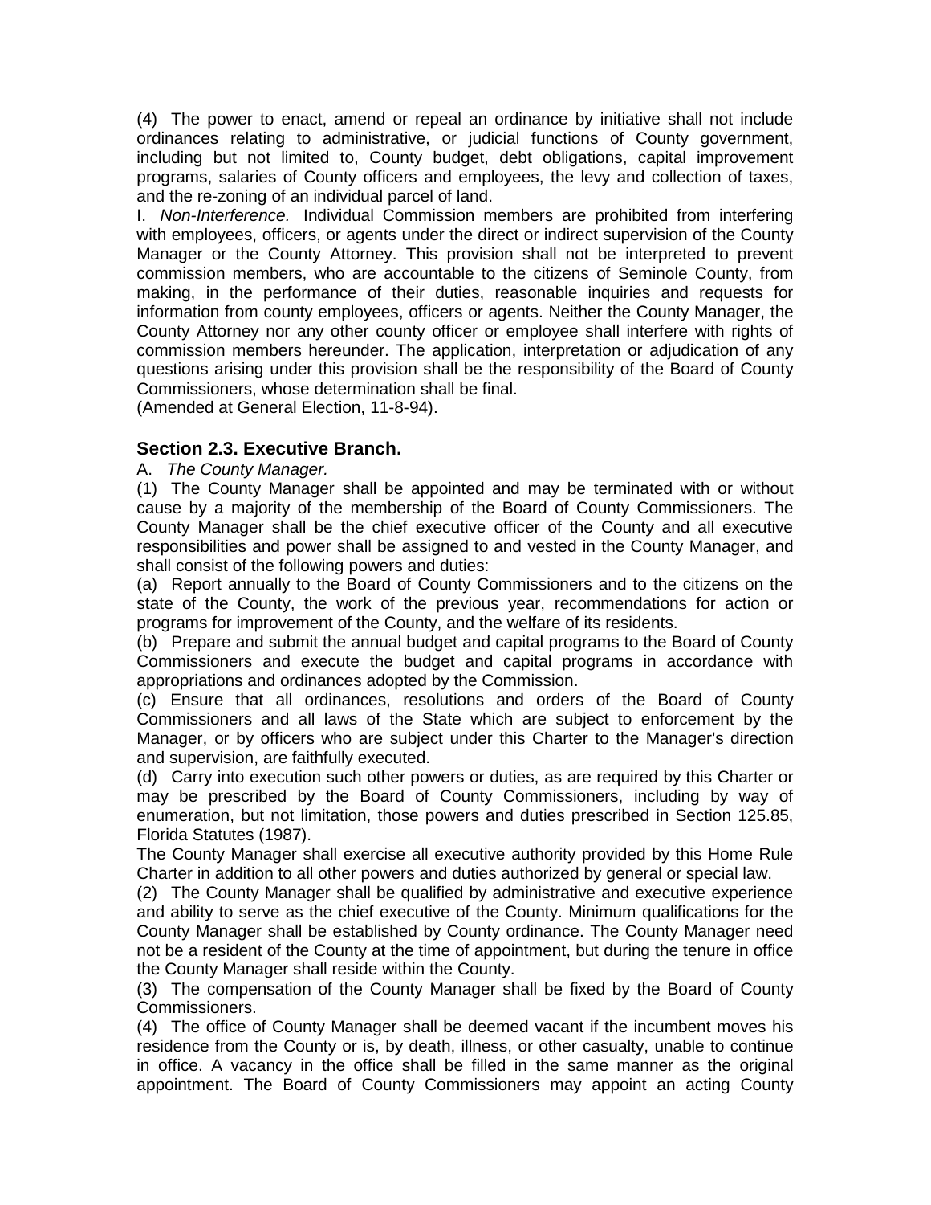(4) The power to enact, amend or repeal an ordinance by initiative shall not include ordinances relating to administrative, or judicial functions of County government, including but not limited to, County budget, debt obligations, capital improvement programs, salaries of County officers and employees, the levy and collection of taxes, and the re-zoning of an individual parcel of land.

I. *Non-Interference.* Individual Commission members are prohibited from interfering with employees, officers, or agents under the direct or indirect supervision of the County Manager or the County Attorney. This provision shall not be interpreted to prevent commission members, who are accountable to the citizens of Seminole County, from making, in the performance of their duties, reasonable inquiries and requests for information from county employees, officers or agents. Neither the County Manager, the County Attorney nor any other county officer or employee shall interfere with rights of commission members hereunder. The application, interpretation or adjudication of any questions arising under this provision shall be the responsibility of the Board of County Commissioners, whose determination shall be final.

(Amended at General Election, 11-8-94).

### Section 2.3. Executive Branch.

A. *The County Manager.*

(1) The County Manager shall be appointed and may be terminated with or without cause by a majority of the membership of the Board of County Commissioners. The County Manager shall be the chief executive officer of the County and all executive responsibilities and power shall be assigned to and vested in the County Manager, and shall consist of the following powers and duties:

(a) Report annually to the Board of County Commissioners and to the citizens on the state of the County, the work of the previous year, recommendations for action or programs for improvement of the County, and the welfare of its residents.

(b) Prepare and submit the annual budget and capital programs to the Board of County Commissioners and execute the budget and capital programs in accordance with appropriations and ordinances adopted by the Commission.

(c) Ensure that all ordinances, resolutions and orders of the Board of County Commissioners and all laws of the State which are subject to enforcement by the Manager, or by officers who are subject under this Charter to the Manager's direction and supervision, are faithfully executed.

(d) Carry into execution such other powers or duties, as are required by this Charter or may be prescribed by the Board of County Commissioners, including by way of enumeration, but not limitation, those powers and duties prescribed in Section 125.85, Florida Statutes (1987).

The County Manager shall exercise all executive authority provided by this Home Rule Charter in addition to all other powers and duties authorized by general or special law.

(2) The County Manager shall be qualified by administrative and executive experience and ability to serve as the chief executive of the County. Minimum qualifications for the County Manager shall be established by County ordinance. The County Manager need not be a resident of the County at the time of appointment, but during the tenure in office the County Manager shall reside within the County.

(3) The compensation of the County Manager shall be fixed by the Board of County Commissioners.

(4) The office of County Manager shall be deemed vacant if the incumbent moves his residence from the County or is, by death, illness, or other casualty, unable to continue in office. A vacancy in the office shall be filled in the same manner as the original appointment. The Board of County Commissioners may appoint an acting County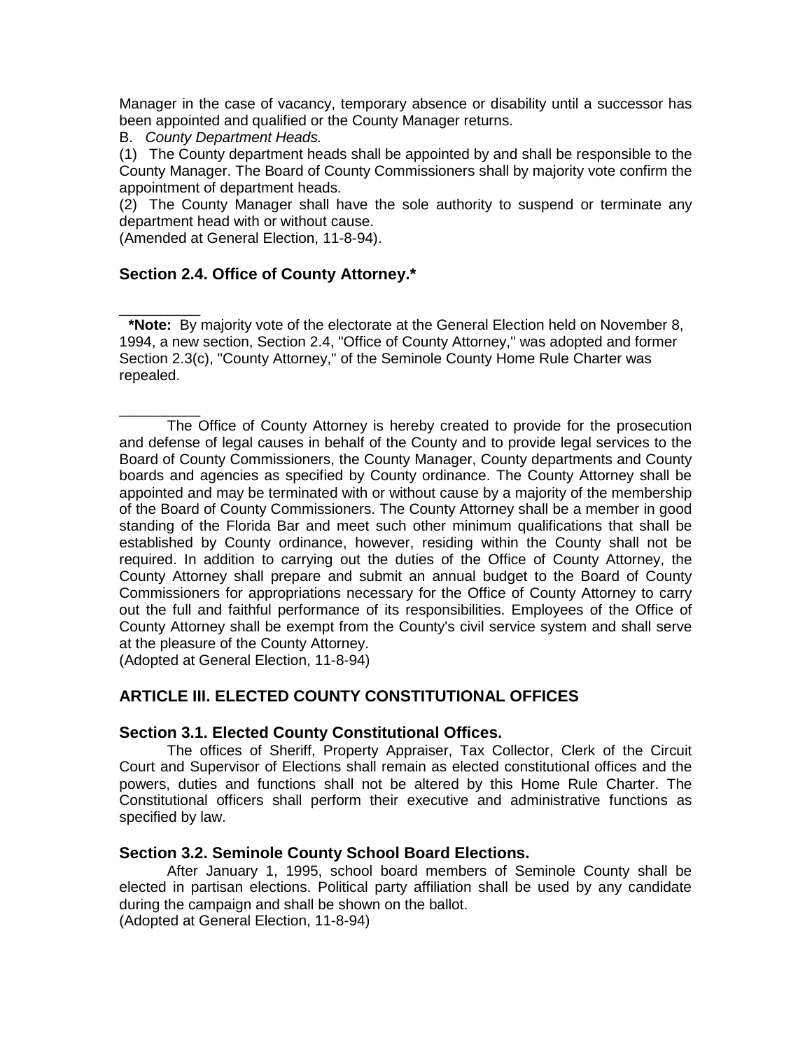Manager in the case of vacancy, temporary absence or disability until a successor has been appointed and qualified or the County Manager returns.

B. *County Department Heads.*

(1) The County department heads shall be appointed by and shall be responsible to the County Manager. The Board of County Commissioners shall by majority vote confirm the appointment of department heads.

(2) The County Manager shall have the sole authority to suspend or terminate any department head with or without cause.

(Amended at General Election, 11-8-94).

### Section 2.4. Office of County Attorney.*

---

**\*Note:** By majority vote of the electorate at the General Election held on November 8, 1994, a new section, Section 2.4, "Office of County Attorney," was adopted and former Section 2.3(c), "County Attorney," of the Seminole County Home Rule Charter was repealed.

---

The Office of County Attorney is hereby created to provide for the prosecution and defense of legal causes in behalf of the County and to provide legal services to the Board of County Commissioners, the County Manager, County departments and County boards and agencies as specified by County ordinance. The County Attorney shall be appointed and may be terminated with or without cause by a majority of the membership of the Board of County Commissioners. The County Attorney shall be a member in good standing of the Florida Bar and meet such other minimum qualifications that shall be established by County ordinance, however, residing within the County shall not be required. In addition to carrying out the duties of the Office of County Attorney, the County Attorney shall prepare and submit an annual budget to the Board of County Commissioners for appropriations necessary for the Office of County Attorney to carry out the full and faithful performance of its responsibilities. Employees of the Office of County Attorney shall be exempt from the County's civil service system and shall serve at the pleasure of the County Attorney.

(Adopted at General Election, 11-8-94)

## ARTICLE III. ELECTED COUNTY CONSTITUTIONAL OFFICES

### Section 3.1. Elected County Constitutional Offices.

The offices of Sheriff, Property Appraiser, Tax Collector, Clerk of the Circuit Court and Supervisor of Elections shall remain as elected constitutional offices and the powers, duties and functions shall not be altered by this Home Rule Charter. The Constitutional officers shall perform their executive and administrative functions as specified by law.

### Section 3.2. Seminole County School Board Elections.

After January 1, 1995, school board members of Seminole County shall be elected in partisan elections. Political party affiliation shall be used by any candidate during the campaign and shall be shown on the ballot.

(Adopted at General Election, 11-8-94)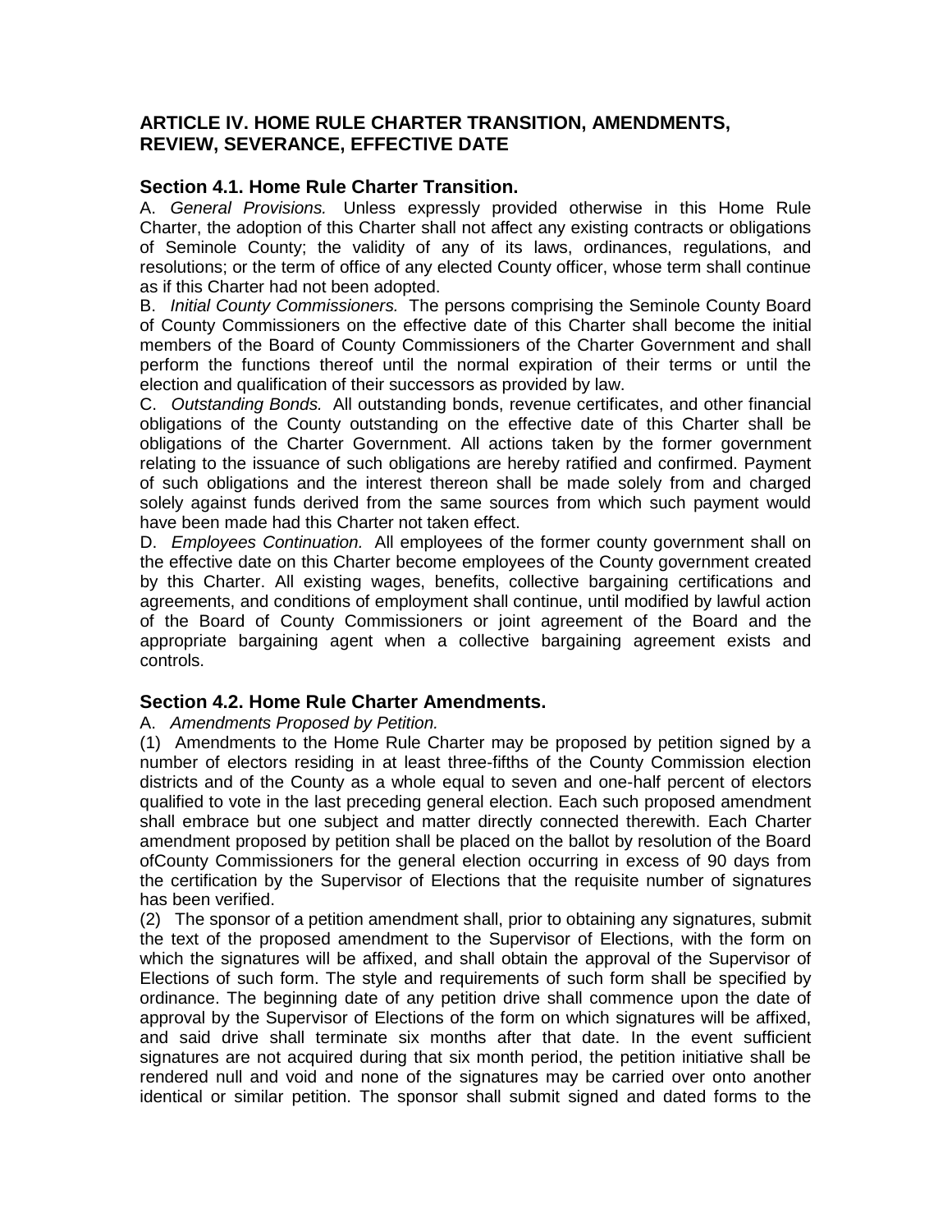## ARTICLE IV. HOME RULE CHARTER TRANSITION, AMENDMENTS, REVIEW, SEVERANCE, EFFECTIVE DATE

### Section 4.1. Home Rule Charter Transition.

A. *General Provisions.* Unless expressly provided otherwise in this Home Rule Charter, the adoption of this Charter shall not affect any existing contracts or obligations of Seminole County; the validity of any of its laws, ordinances, regulations, and resolutions; or the term of office of any elected County officer, whose term shall continue as if this Charter had not been adopted.

B. *Initial County Commissioners.* The persons comprising the Seminole County Board of County Commissioners on the effective date of this Charter shall become the initial members of the Board of County Commissioners of the Charter Government and shall perform the functions thereof until the normal expiration of their terms or until the election and qualification of their successors as provided by law.

C. *Outstanding Bonds.* All outstanding bonds, revenue certificates, and other financial obligations of the County outstanding on the effective date of this Charter shall be obligations of the Charter Government. All actions taken by the former government relating to the issuance of such obligations are hereby ratified and confirmed. Payment of such obligations and the interest thereon shall be made solely from and charged solely against funds derived from the same sources from which such payment would have been made had this Charter not taken effect.

D. *Employees Continuation.* All employees of the former county government shall on the effective date on this Charter become employees of the County government created by this Charter. All existing wages, benefits, collective bargaining certifications and agreements, and conditions of employment shall continue, until modified by lawful action of the Board of County Commissioners or joint agreement of the Board and the appropriate bargaining agent when a collective bargaining agreement exists and controls.

### Section 4.2. Home Rule Charter Amendments.

A. *Amendments Proposed by Petition.*

(1) Amendments to the Home Rule Charter may be proposed by petition signed by a number of electors residing in at least three-fifths of the County Commission election districts and of the County as a whole equal to seven and one-half percent of electors qualified to vote in the last preceding general election. Each such proposed amendment shall embrace but one subject and matter directly connected therewith. Each Charter amendment proposed by petition shall be placed on the ballot by resolution of the Board ofCounty Commissioners for the general election occurring in excess of 90 days from the certification by the Supervisor of Elections that the requisite number of signatures has been verified.

(2) The sponsor of a petition amendment shall, prior to obtaining any signatures, submit the text of the proposed amendment to the Supervisor of Elections, with the form on which the signatures will be affixed, and shall obtain the approval of the Supervisor of Elections of such form. The style and requirements of such form shall be specified by ordinance. The beginning date of any petition drive shall commence upon the date of approval by the Supervisor of Elections of the form on which signatures will be affixed, and said drive shall terminate six months after that date. In the event sufficient signatures are not acquired during that six month period, the petition initiative shall be rendered null and void and none of the signatures may be carried over onto another identical or similar petition. The sponsor shall submit signed and dated forms to the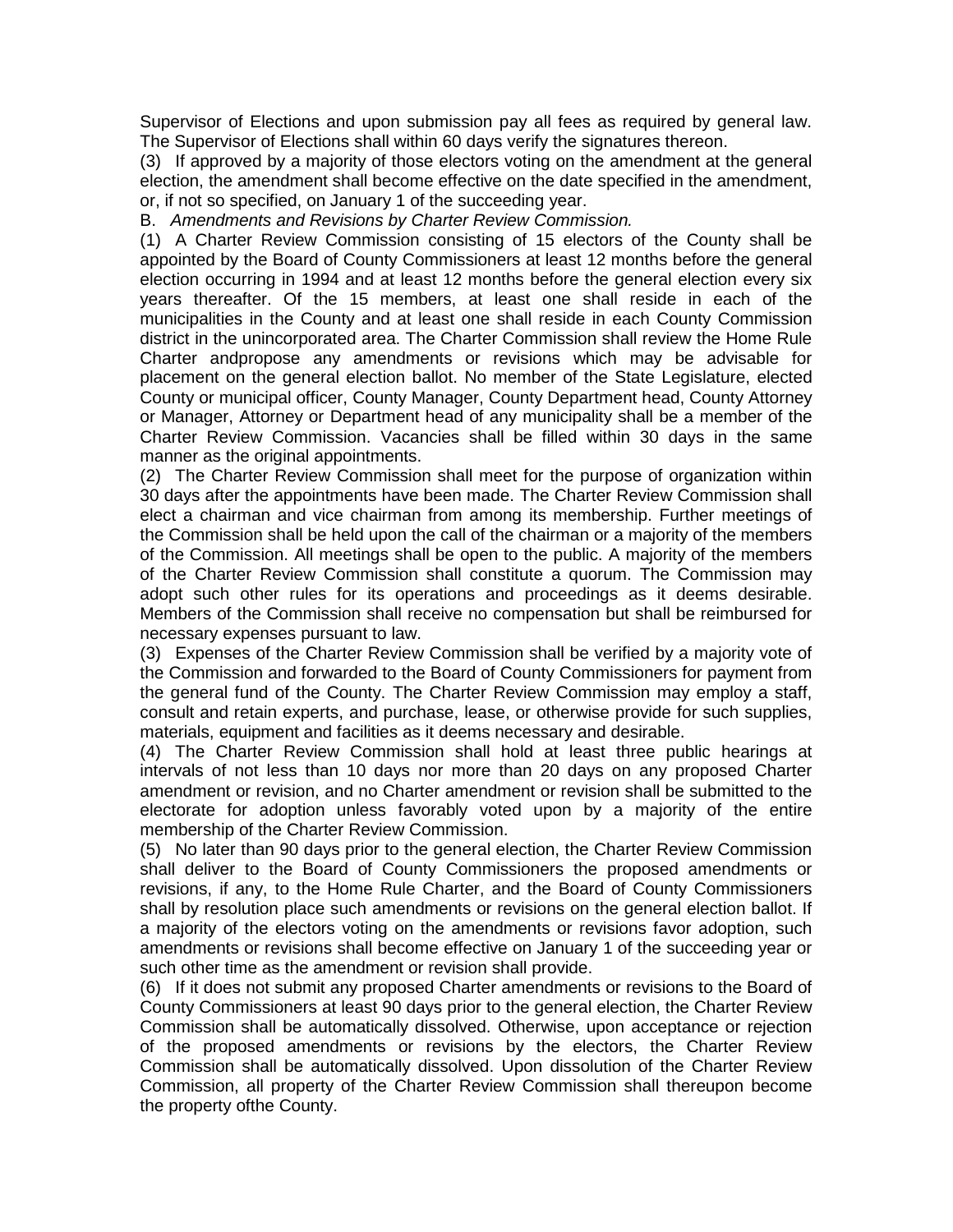Supervisor of Elections and upon submission pay all fees as required by general law. The Supervisor of Elections shall within 60 days verify the signatures thereon.

(3) If approved by a majority of those electors voting on the amendment at the general election, the amendment shall become effective on the date specified in the amendment, or, if not so specified, on January 1 of the succeeding year.

B. *Amendments and Revisions by Charter Review Commission.*

(1) A Charter Review Commission consisting of 15 electors of the County shall be appointed by the Board of County Commissioners at least 12 months before the general election occurring in 1994 and at least 12 months before the general election every six years thereafter. Of the 15 members, at least one shall reside in each of the municipalities in the County and at least one shall reside in each County Commission district in the unincorporated area. The Charter Commission shall review the Home Rule Charter andpropose any amendments or revisions which may be advisable for placement on the general election ballot. No member of the State Legislature, elected County or municipal officer, County Manager, County Department head, County Attorney or Manager, Attorney or Department head of any municipality shall be a member of the Charter Review Commission. Vacancies shall be filled within 30 days in the same manner as the original appointments.

(2) The Charter Review Commission shall meet for the purpose of organization within 30 days after the appointments have been made. The Charter Review Commission shall elect a chairman and vice chairman from among its membership. Further meetings of the Commission shall be held upon the call of the chairman or a majority of the members of the Commission. All meetings shall be open to the public. A majority of the members of the Charter Review Commission shall constitute a quorum. The Commission may adopt such other rules for its operations and proceedings as it deems desirable. Members of the Commission shall receive no compensation but shall be reimbursed for necessary expenses pursuant to law.

(3) Expenses of the Charter Review Commission shall be verified by a majority vote of the Commission and forwarded to the Board of County Commissioners for payment from the general fund of the County. The Charter Review Commission may employ a staff, consult and retain experts, and purchase, lease, or otherwise provide for such supplies, materials, equipment and facilities as it deems necessary and desirable.

(4) The Charter Review Commission shall hold at least three public hearings at intervals of not less than 10 days nor more than 20 days on any proposed Charter amendment or revision, and no Charter amendment or revision shall be submitted to the electorate for adoption unless favorably voted upon by a majority of the entire membership of the Charter Review Commission.

(5) No later than 90 days prior to the general election, the Charter Review Commission shall deliver to the Board of County Commissioners the proposed amendments or revisions, if any, to the Home Rule Charter, and the Board of County Commissioners shall by resolution place such amendments or revisions on the general election ballot. If a majority of the electors voting on the amendments or revisions favor adoption, such amendments or revisions shall become effective on January 1 of the succeeding year or such other time as the amendment or revision shall provide.

(6) If it does not submit any proposed Charter amendments or revisions to the Board of County Commissioners at least 90 days prior to the general election, the Charter Review Commission shall be automatically dissolved. Otherwise, upon acceptance or rejection of the proposed amendments or revisions by the electors, the Charter Review Commission shall be automatically dissolved. Upon dissolution of the Charter Review Commission, all property of the Charter Review Commission shall thereupon become the property ofthe County.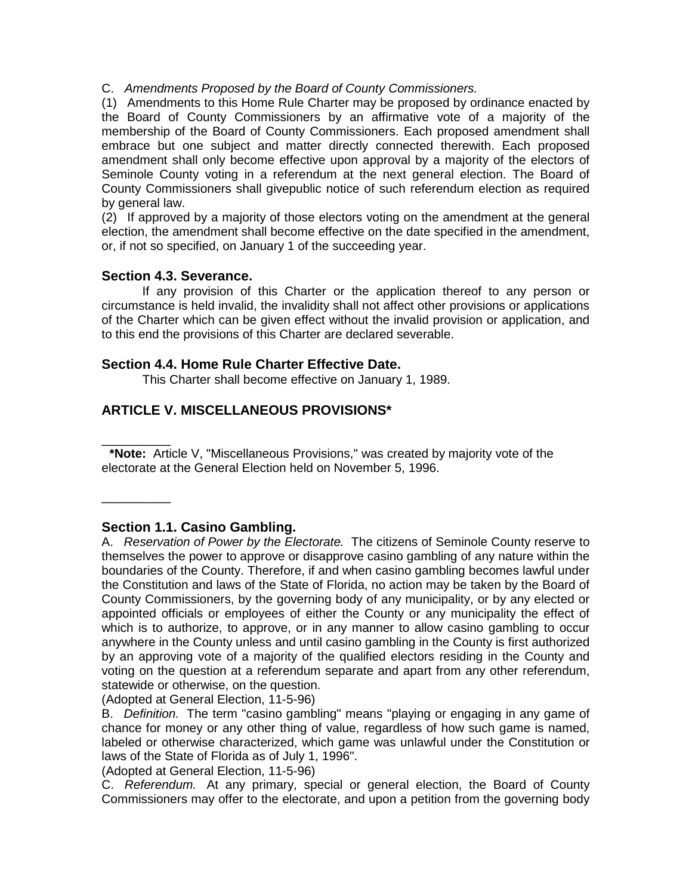C. *Amendments Proposed by the Board of County Commissioners.*

(1) Amendments to this Home Rule Charter may be proposed by ordinance enacted by the Board of County Commissioners by an affirmative vote of a majority of the membership of the Board of County Commissioners. Each proposed amendment shall embrace but one subject and matter directly connected therewith. Each proposed amendment shall only become effective upon approval by a majority of the electors of Seminole County voting in a referendum at the next general election. The Board of County Commissioners shall givepublic notice of such referendum election as required by general law.

(2) If approved by a majority of those electors voting on the amendment at the general election, the amendment shall become effective on the date specified in the amendment, or, if not so specified, on January 1 of the succeeding year.

### Section 4.3. Severance.

If any provision of this Charter or the application thereof to any person or circumstance is held invalid, the invalidity shall not affect other provisions or applications of the Charter which can be given effect without the invalid provision or application, and to this end the provisions of this Charter are declared severable.

### Section 4.4. Home Rule Charter Effective Date.

This Charter shall become effective on January 1, 1989.

## ARTICLE V. MISCELLANEOUS PROVISIONS*

---

**\*Note:** Article V, "Miscellaneous Provisions," was created by majority vote of the electorate at the General Election held on November 5, 1996.

---

### Section 1.1. Casino Gambling.

A. *Reservation of Power by the Electorate.* The citizens of Seminole County reserve to themselves the power to approve or disapprove casino gambling of any nature within the boundaries of the County. Therefore, if and when casino gambling becomes lawful under the Constitution and laws of the State of Florida, no action may be taken by the Board of County Commissioners, by the governing body of any municipality, or by any elected or appointed officials or employees of either the County or any municipality the effect of which is to authorize, to approve, or in any manner to allow casino gambling to occur anywhere in the County unless and until casino gambling in the County is first authorized by an approving vote of a majority of the qualified electors residing in the County and voting on the question at a referendum separate and apart from any other referendum, statewide or otherwise, on the question.

(Adopted at General Election, 11-5-96)

B. *Definition.* The term "casino gambling" means "playing or engaging in any game of chance for money or any other thing of value, regardless of how such game is named, labeled or otherwise characterized, which game was unlawful under the Constitution or laws of the State of Florida as of July 1, 1996".

(Adopted at General Election, 11-5-96)

C. *Referendum.* At any primary, special or general election, the Board of County Commissioners may offer to the electorate, and upon a petition from the governing body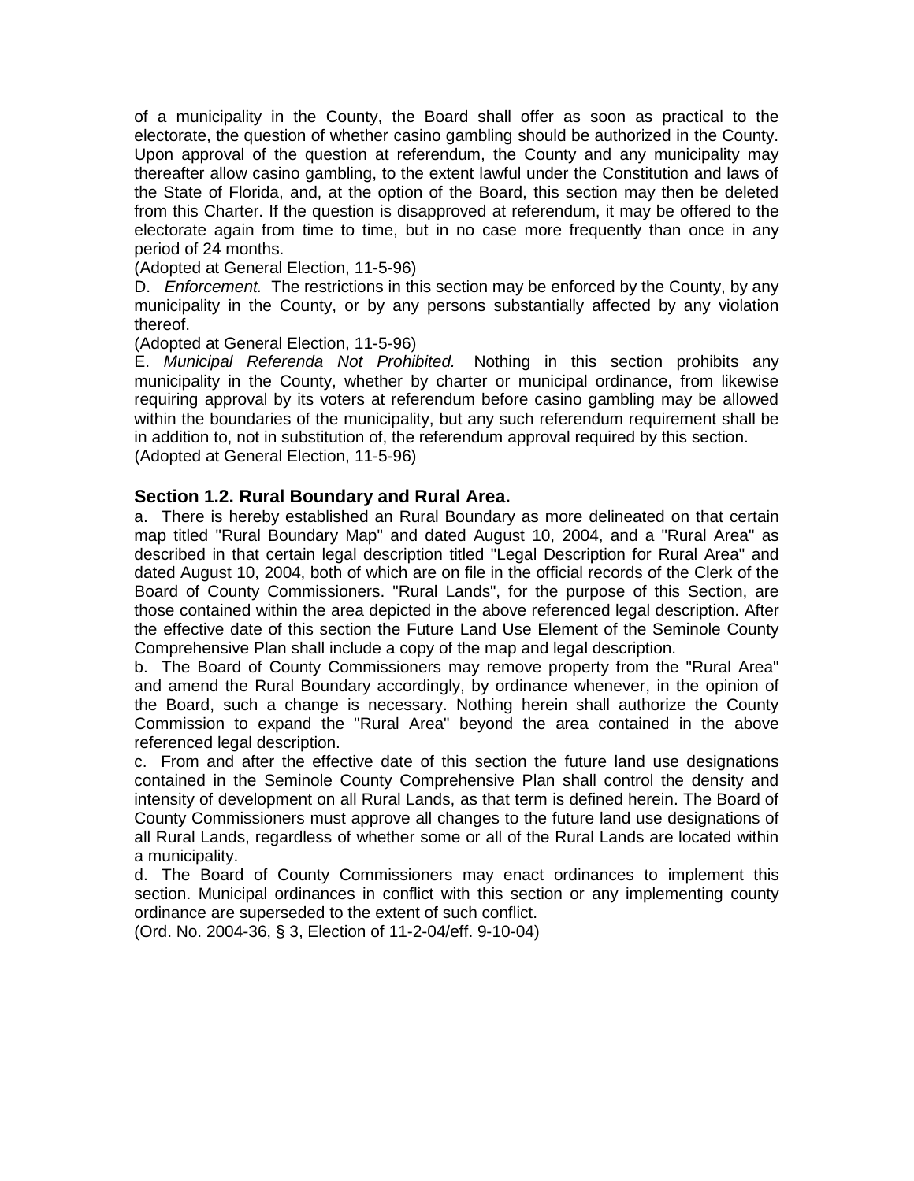of a municipality in the County, the Board shall offer as soon as practical to the electorate, the question of whether casino gambling should be authorized in the County. Upon approval of the question at referendum, the County and any municipality may thereafter allow casino gambling, to the extent lawful under the Constitution and laws of the State of Florida, and, at the option of the Board, this section may then be deleted from this Charter. If the question is disapproved at referendum, it may be offered to the electorate again from time to time, but in no case more frequently than once in any period of 24 months.
(Adopted at General Election, 11-5-96)

D. *Enforcement.* The restrictions in this section may be enforced by the County, by any municipality in the County, or by any persons substantially affected by any violation thereof.
(Adopted at General Election, 11-5-96)

E. *Municipal Referenda Not Prohibited.* Nothing in this section prohibits any municipality in the County, whether by charter or municipal ordinance, from likewise requiring approval by its voters at referendum before casino gambling may be allowed within the boundaries of the municipality, but any such referendum requirement shall be in addition to, not in substitution of, the referendum approval required by this section.
(Adopted at General Election, 11-5-96)

### Section 1.2. Rural Boundary and Rural Area.

a. There is hereby established an Rural Boundary as more delineated on that certain map titled "Rural Boundary Map" and dated August 10, 2004, and a "Rural Area" as described in that certain legal description titled "Legal Description for Rural Area" and dated August 10, 2004, both of which are on file in the official records of the Clerk of the Board of County Commissioners. "Rural Lands", for the purpose of this Section, are those contained within the area depicted in the above referenced legal description. After the effective date of this section the Future Land Use Element of the Seminole County Comprehensive Plan shall include a copy of the map and legal description.

b. The Board of County Commissioners may remove property from the "Rural Area" and amend the Rural Boundary accordingly, by ordinance whenever, in the opinion of the Board, such a change is necessary. Nothing herein shall authorize the County Commission to expand the "Rural Area" beyond the area contained in the above referenced legal description.

c. From and after the effective date of this section the future land use designations contained in the Seminole County Comprehensive Plan shall control the density and intensity of development on all Rural Lands, as that term is defined herein. The Board of County Commissioners must approve all changes to the future land use designations of all Rural Lands, regardless of whether some or all of the Rural Lands are located within a municipality.

d. The Board of County Commissioners may enact ordinances to implement this section. Municipal ordinances in conflict with this section or any implementing county ordinance are superseded to the extent of such conflict.
(Ord. No. 2004-36, § 3, Election of 11-2-04/eff. 9-10-04)